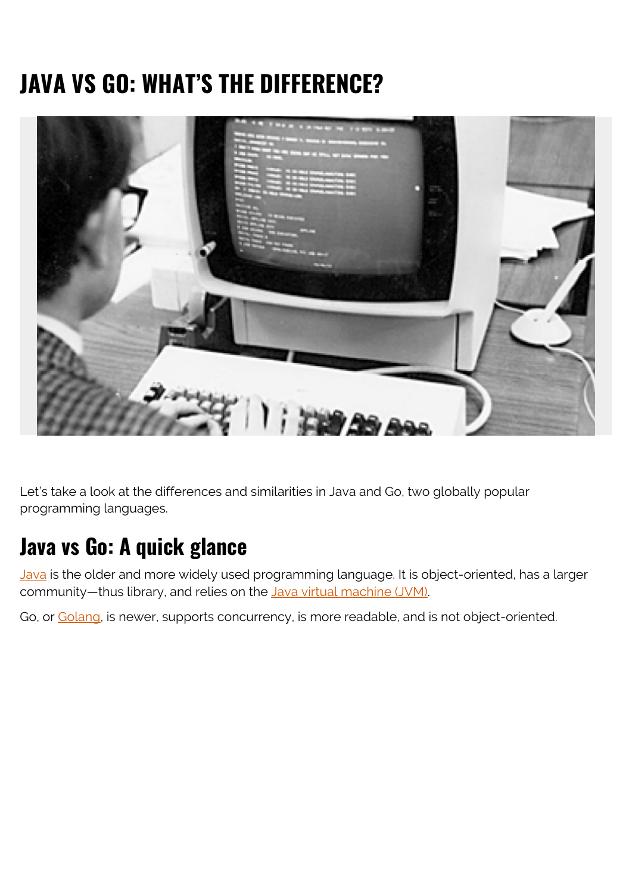# JAVA VS GO: WHAT'S THE DIFFERENCE?

Let's take a look at the differences and similarities in Java and Go, two globally popular programming languages.

## Java vs Go: A quick glance

Java is the older and more widely used programming language. It is object-oriented, has a larger community—thus library, and relies on the Java virtual machine (JVM).

Go, or Golang, is newer, supports concurrency, is more readable, and is not object-oriented.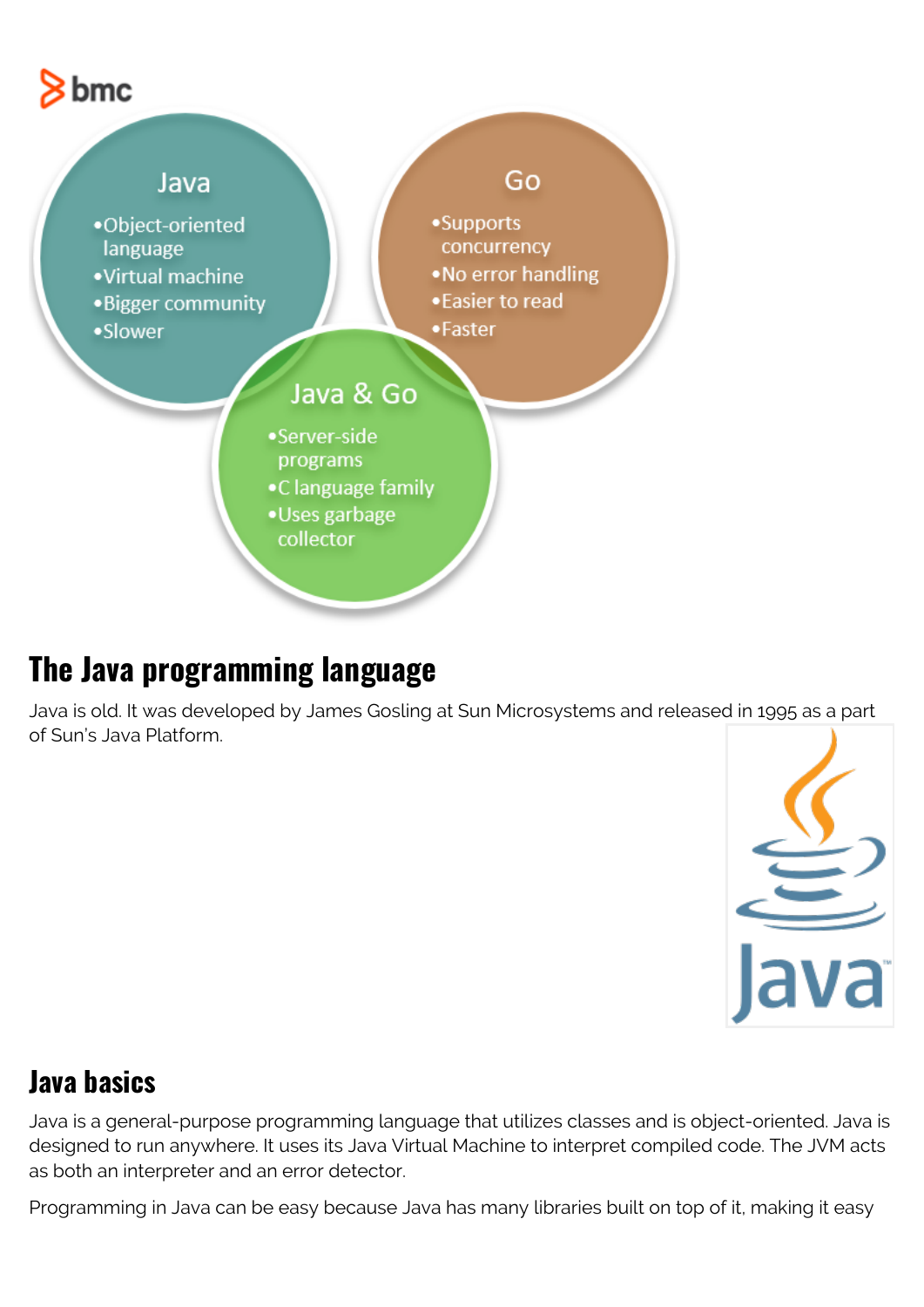Java
- Object-oriented language
- Virtual machine
- Bigger community
- Slower

Go
- Supports concurrency
- No error handling
- Easier to read
- Faster

Java & Go
- Server-side programs
- C language family
- Uses garbage collector

## The Java programming language

Java is old. It was developed by James Gosling at Sun Microsystems and released in 1995 as a part of Sun's Java Platform.

## Java basics

Java is a general-purpose programming language that utilizes classes and is object-oriented. Java is designed to run anywhere. It uses its Java Virtual Machine to interpret compiled code. The JVM acts as both an interpreter and an error detector.

Programming in Java can be easy because Java has many libraries built on top of it, making it easy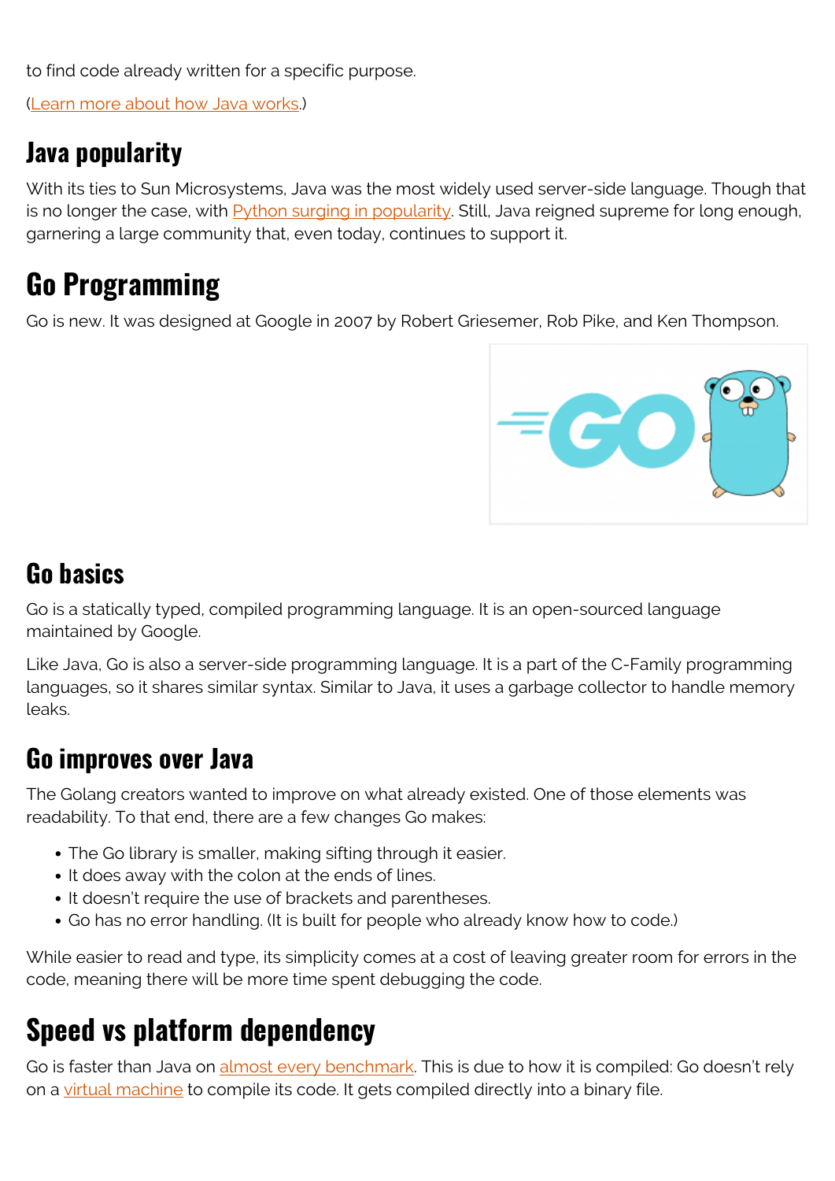to find code already written for a specific purpose.

([Learn more about how Java works](#).)

### Java popularity

With its ties to Sun Microsystems, Java was the most widely used server-side language. Though that is no longer the case, with [Python surging in popularity](#). Still, Java reigned supreme for long enough, garnering a large community that, even today, continues to support it.

## Go Programming

Go is new. It was designed at Google in 2007 by Robert Griesemer, Rob Pike, and Ken Thompson.

### Go basics

Go is a statically typed, compiled programming language. It is an open-sourced language maintained by Google.

Like Java, Go is also a server-side programming language. It is a part of the C-Family programming languages, so it shares similar syntax. Similar to Java, it uses a garbage collector to handle memory leaks.

### Go improves over Java

The Golang creators wanted to improve on what already existed. One of those elements was readability. To that end, there are a few changes Go makes:

- The Go library is smaller, making sifting through it easier.
- It does away with the colon at the ends of lines.
- It doesn't require the use of brackets and parentheses.
- Go has no error handling. (It is built for people who already know how to code.)

While easier to read and type, its simplicity comes at a cost of leaving greater room for errors in the code, meaning there will be more time spent debugging the code.

## Speed vs platform dependency

Go is faster than Java on [almost every benchmark](#). This is due to how it is compiled: Go doesn't rely on a [virtual machine](#) to compile its code. It gets compiled directly into a binary file.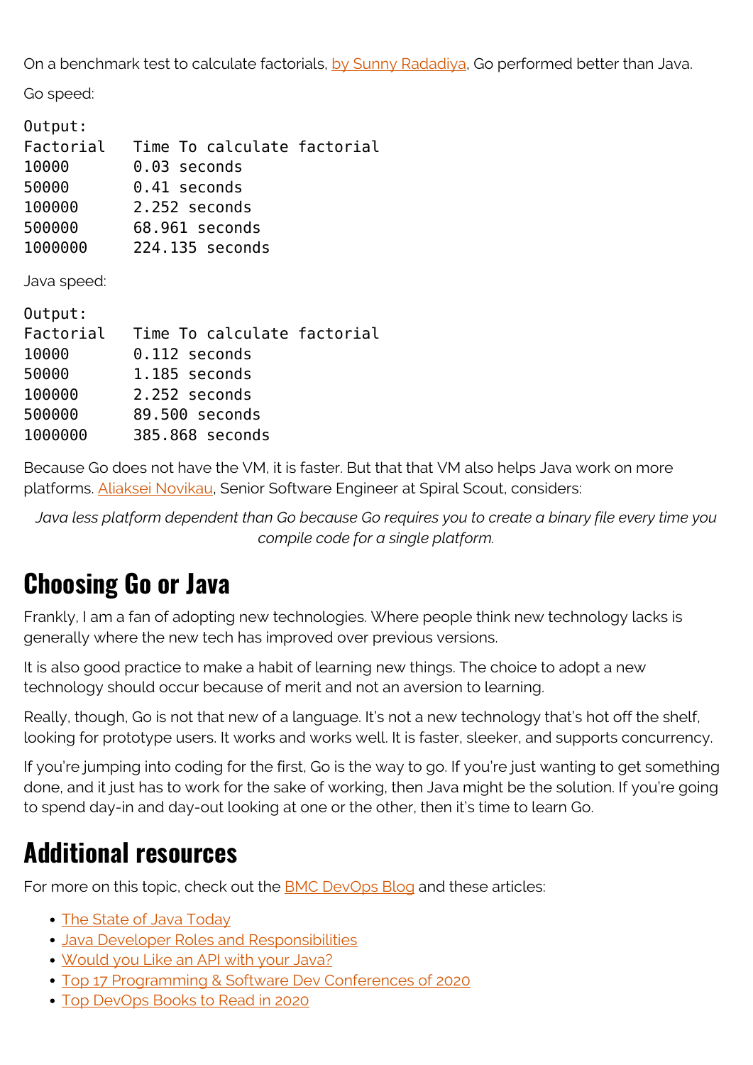On a benchmark test to calculate factorials, [by Sunny Radadiya](), Go performed better than Java.

Go speed:

```
Output:
Factorial   Time To calculate factorial
10000       0.03 seconds
50000       0.41 seconds
100000      2.252 seconds
500000      68.961 seconds
1000000     224.135 seconds
```

Java speed:

```
Output:
Factorial   Time To calculate factorial
10000       0.112 seconds
50000       1.185 seconds
100000      2.252 seconds
500000      89.500 seconds
1000000     385.868 seconds
```

Because Go does not have the VM, it is faster. But that that VM also helps Java work on more platforms. [Aliaksei Novikau](), Senior Software Engineer at Spiral Scout, considers:

> *Java less platform dependent than Go because Go requires you to create a binary file every time you compile code for a single platform.*

## Choosing Go or Java

Frankly, I am a fan of adopting new technologies. Where people think new technology lacks is generally where the new tech has improved over previous versions.

It is also good practice to make a habit of learning new things. The choice to adopt a new technology should occur because of merit and not an aversion to learning.

Really, though, Go is not that new of a language. It's not a new technology that's hot off the shelf, looking for prototype users. It works and works well. It is faster, sleeker, and supports concurrency.

If you're jumping into coding for the first, Go is the way to go. If you're just wanting to get something done, and it just has to work for the sake of working, then Java might be the solution. If you're going to spend day-in and day-out looking at one or the other, then it's time to learn Go.

## Additional resources

For more on this topic, check out the [BMC DevOps Blog]() and these articles:

- [The State of Java Today]()
- [Java Developer Roles and Responsibilities]()
- [Would you Like an API with your Java?]()
- [Top 17 Programming & Software Dev Conferences of 2020]()
- [Top DevOps Books to Read in 2020]()